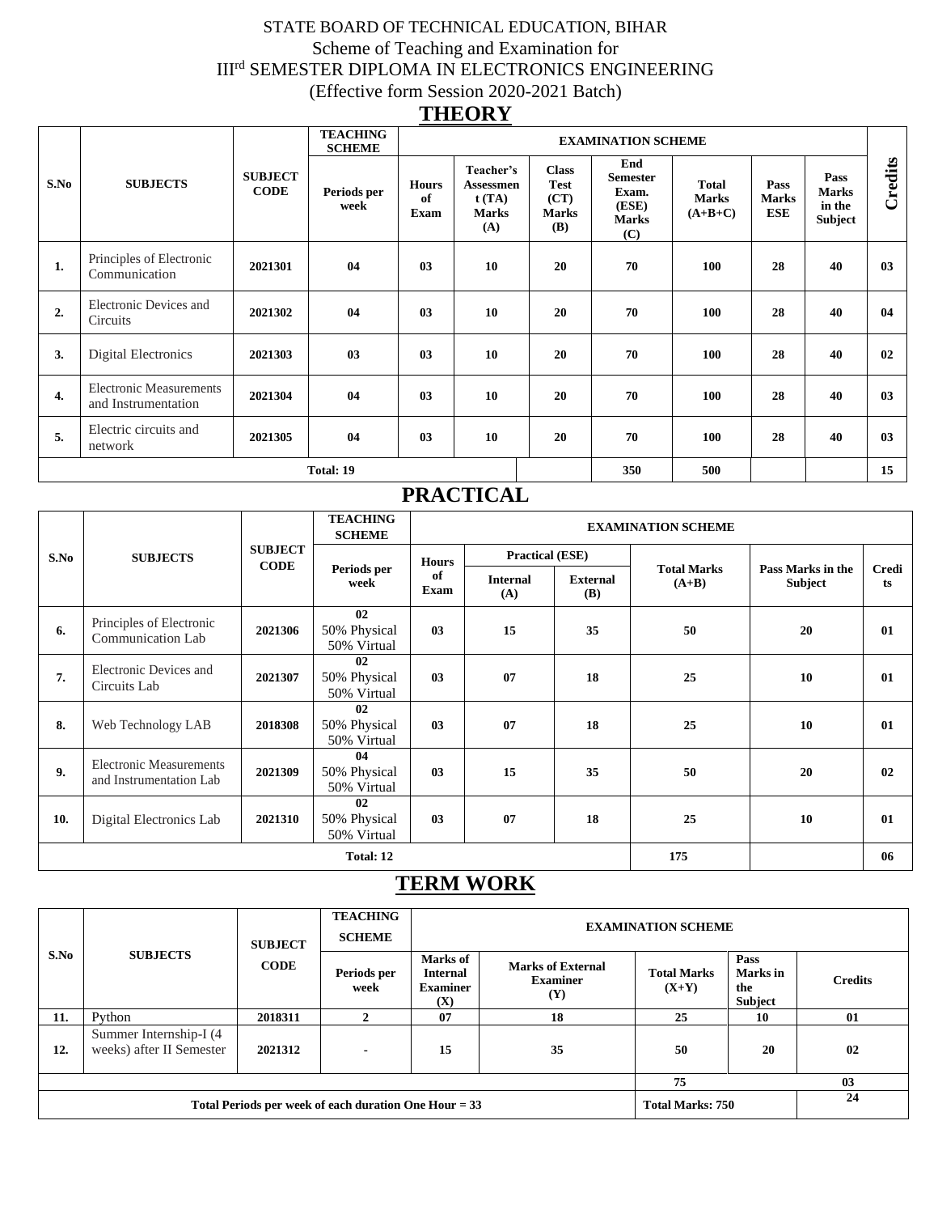STATE BOARD OF TECHNICAL EDUCATION, BIHAR

Scheme of Teaching and Examination for

III[rd] SEMESTER DIPLOMA IN ELECTRONICS ENGINEERING

(Effective form Session 2020-2021 Batch)

## THEORY

| S.No | SUBJECTS | SUBJECT CODE | TEACHING SCHEME | EXAMINATION SCHEME | | | | | | | | Credits |
|---|---|---|---|---|---|---|---|---|---|---|---|---|
| | | | Periods per week | Hours of Exam | Teacher's Assessment (TA) Marks (A) | Class Test (CT) Marks (B) | End Semester Exam. (ESE) Marks (C) | Total Marks (A+B+C) | Pass Marks ESE | Pass Marks in the Subject | | |
| 1. | Principles of Electronic Communication | 2021301 | 04 | 03 | 10 | 20 | 70 | 100 | 28 | 40 | | 03 |
| 2. | Electronic Devices and Circuits | 2021302 | 04 | 03 | 10 | 20 | 70 | 100 | 28 | 40 | | 04 |
| 3. | Digital Electronics | 2021303 | 03 | 03 | 10 | 20 | 70 | 100 | 28 | 40 | | 02 |
| 4. | Electronic Measurements and Instrumentation | 2021304 | 04 | 03 | 10 | 20 | 70 | 100 | 28 | 40 | | 03 |
| 5. | Electric circuits and network | 2021305 | 04 | 03 | 10 | 20 | 70 | 100 | 28 | 40 | | 03 |
| | | Total: 19 | | | | | 350 | 500 | | | | 15 |

## PRACTICAL

| S.No | SUBJECTS | SUBJECT CODE | TEACHING SCHEME | EXAMINATION SCHEME | | | | | |
|---|---|---|---|---|---|---|---|---|---|
| | | | Periods per week | Hours of Exam | Practical (ESE) | | Total Marks (A+B) | Pass Marks in the Subject | Credits |
| | | | | | Internal (A) | External (B) | | | |
| 6. | Principles of Electronic Communication Lab | 2021306 | 02 50% Physical 50% Virtual | 03 | 15 | 35 | 50 | 20 | 01 |
| 7. | Electronic Devices and Circuits Lab | 2021307 | 02 50% Physical 50% Virtual | 03 | 07 | 18 | 25 | 10 | 01 |
| 8. | Web Technology LAB | 2018308 | 02 50% Physical 50% Virtual | 03 | 07 | 18 | 25 | 10 | 01 |
| 9. | Electronic Measurements and Instrumentation Lab | 2021309 | 04 50% Physical 50% Virtual | 03 | 15 | 35 | 50 | 20 | 02 |
| 10. | Digital Electronics Lab | 2021310 | 02 50% Physical 50% Virtual | 03 | 07 | 18 | 25 | 10 | 01 |
| | | Total: 12 | | | | | 175 | | 06 |

## TERM WORK

| S.No | SUBJECTS | SUBJECT CODE | TEACHING SCHEME | EXAMINATION SCHEME | | | | |
|---|---|---|---|---|---|---|---|---|
| | | | Periods per week | Marks of Internal Examiner (X) | Marks of External Examiner (Y) | Total Marks (X+Y) | Pass Marks in the Subject | Credits |
| 11. | Python | 2018311 | 2 | 07 | 18 | 25 | 10 | 01 |
| 12. | Summer Internship-I (4 weeks) after II Semester | 2021312 | - | 15 | 35 | 50 | 20 | 02 |
| | | | | | | 75 | | 03 |
| | Total Periods per week of each duration One Hour = 33 | | | | | Total Marks: 750 | | 24 |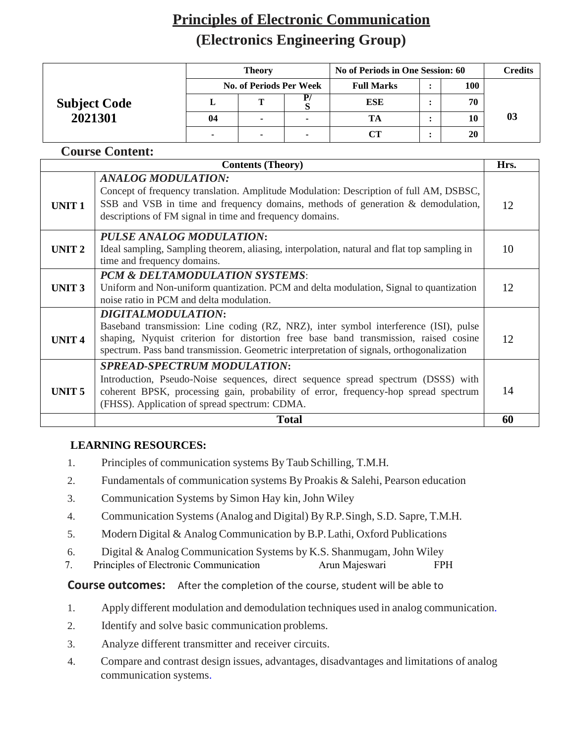# Principles of Electronic Communication

## (Electronics Engineering Group)

| Subject Code 2021301 | Theory | | | No of Periods in One Session: 60 | | | Credits |
|---|---|---|---|---|---|---|---|
| | No. of Periods Per Week | | | Full Marks | : | 100 | 03 |
| | L | T | P/S | ESE | : | 70 | |
| | 04 | - | - | TA | : | 10 | |
| | - | - | - | CT | : | 20 | |

## Course Content:

| | Contents (Theory) | Hrs. |
|---|---|---|
| UNIT 1 | ***ANALOG MODULATION:*** Concept of frequency translation. Amplitude Modulation: Description of full AM, DSBSC, SSB and VSB in time and frequency domains, methods of generation & demodulation, descriptions of FM signal in time and frequency domains. | 12 |
| UNIT 2 | ***PULSE ANALOG MODULATION*:** Ideal sampling, Sampling theorem, aliasing, interpolation, natural and flat top sampling in time and frequency domains. | 10 |
| UNIT 3 | ***PCM & DELTAMODULATION SYSTEMS*:** Uniform and Non-uniform quantization. PCM and delta modulation, Signal to quantization noise ratio in PCM and delta modulation. | 12 |
| UNIT 4 | ***DIGITALMODULATION*:** Baseband transmission: Line coding (RZ, NRZ), inter symbol interference (ISI), pulse shaping, Nyquist criterion for distortion free base band transmission, raised cosine spectrum. Pass band transmission. Geometric interpretation of signals, orthogonalization | 12 |
| UNIT 5 | ***SPREAD-SPECTRUM MODULATION*:** Introduction, Pseudo-Noise sequences, direct sequence spread spectrum (DSSS) with coherent BPSK, processing gain, probability of error, frequency-hop spread spectrum (FHSS). Application of spread spectrum: CDMA. | 14 |
| | **Total** | **60** |

### LEARNING RESOURCES:

1. Principles of communication systems By Taub Schilling, T.M.H.
2. Fundamentals of communication systems By Proakis & Salehi, Pearson education
3. Communication Systems by Simon Hay kin, John Wiley
4. Communication Systems (Analog and Digital) By R.P. Singh, S.D. Sapre, T.M.H.
5. Modern Digital & Analog Communication by B.P. Lathi, Oxford Publications
6. Digital & Analog Communication Systems by K.S. Shanmugam, John Wiley
7. Principles of Electronic Communication Arun Majeswari FPH

**Course outcomes:** After the completion of the course, student will be able to

1. Apply different modulation and demodulation techniques used in analog communication.
2. Identify and solve basic communication problems.
3. Analyze different transmitter and receiver circuits.
4. Compare and contrast design issues, advantages, disadvantages and limitations of analog communication systems.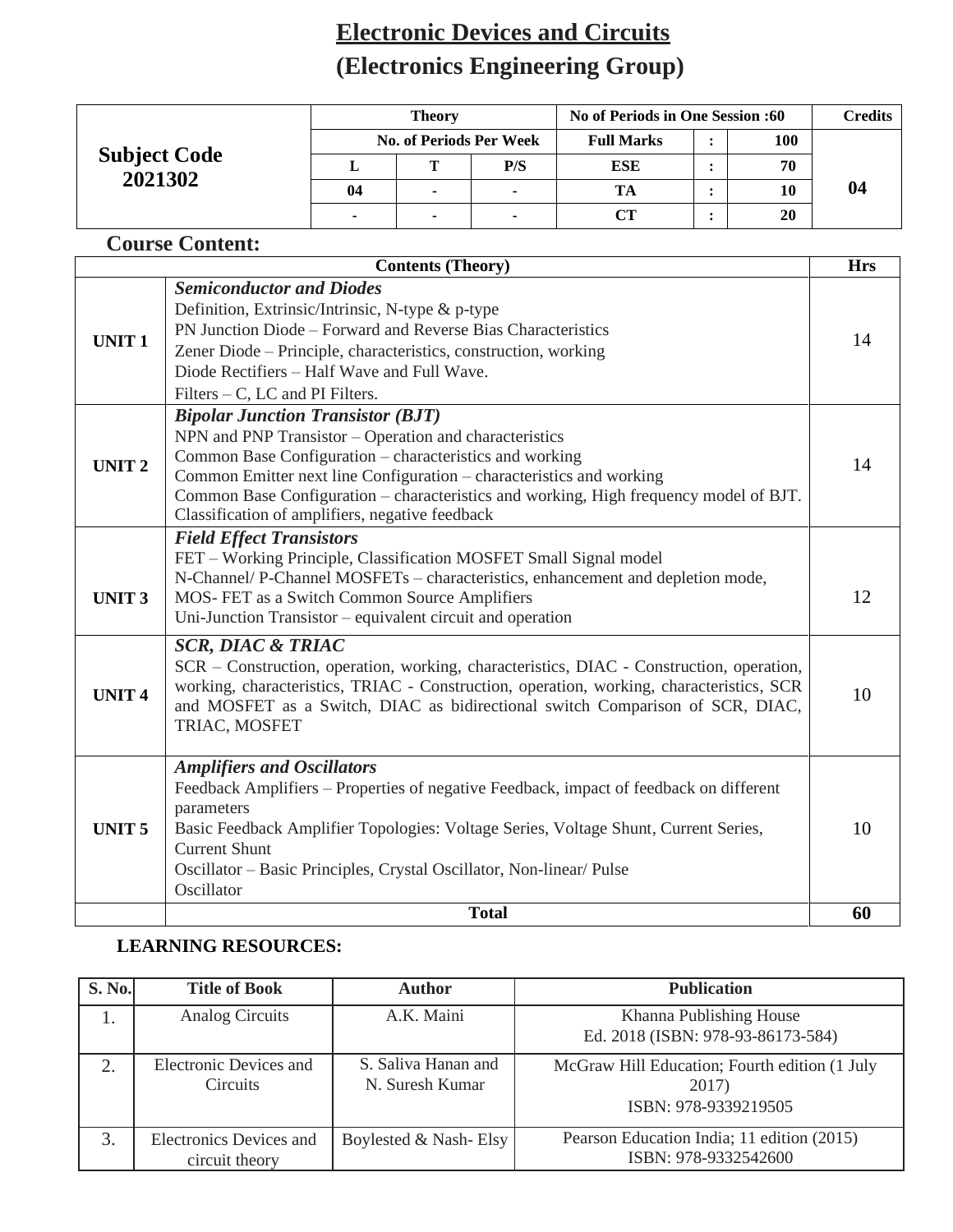# Electronic Devices and Circuits
## (Electronics Engineering Group)

| Subject Code 2021302 | Theory | | | No of Periods in One Session :60 | | | Credits |
|---|---|---|---|---|---|---|---|
| | No. of Periods Per Week | | | Full Marks | : | 100 | 04 |
| | L | T | P/S | ESE | : | 70 | |
| | 04 | - | - | TA | : | 10 | |
| | - | - | - | CT | : | 20 | |

**Course Content:**

| Contents (Theory) | | Hrs |
|---|---|---|
| UNIT 1 | ***Semiconductor and Diodes*** Definition, Extrinsic/Intrinsic, N-type & p-type PN Junction Diode – Forward and Reverse Bias Characteristics Zener Diode – Principle, characteristics, construction, working Diode Rectifiers – Half Wave and Full Wave. Filters – C, LC and PI Filters. | 14 |
| UNIT 2 | ***Bipolar Junction Transistor (BJT)*** NPN and PNP Transistor – Operation and characteristics Common Base Configuration – characteristics and working Common Emitter next line Configuration – characteristics and working Common Base Configuration – characteristics and working, High frequency model of BJT. Classification of amplifiers, negative feedback | 14 |
| UNIT 3 | ***Field Effect Transistors*** FET – Working Principle, Classification MOSFET Small Signal model N-Channel/ P-Channel MOSFETs – characteristics, enhancement and depletion mode, MOS- FET as a Switch Common Source Amplifiers Uni-Junction Transistor – equivalent circuit and operation | 12 |
| UNIT 4 | ***SCR, DIAC & TRIAC*** SCR – Construction, operation, working, characteristics, DIAC - Construction, operation, working, characteristics, TRIAC - Construction, operation, working, characteristics, SCR and MOSFET as a Switch, DIAC as bidirectional switch Comparison of SCR, DIAC, TRIAC, MOSFET | 10 |
| UNIT 5 | ***Amplifiers and Oscillators*** Feedback Amplifiers – Properties of negative Feedback, impact of feedback on different parameters Basic Feedback Amplifier Topologies: Voltage Series, Voltage Shunt, Current Series, Current Shunt Oscillator – Basic Principles, Crystal Oscillator, Non-linear/ Pulse Oscillator | 10 |
| | **Total** | **60** |

**LEARNING RESOURCES:**

| S. No. | Title of Book | Author | Publication |
|---|---|---|---|
| 1. | Analog Circuits | A.K. Maini | Khanna Publishing House Ed. 2018 (ISBN: 978-93-86173-584) |
| 2. | Electronic Devices and Circuits | S. Saliva Hanan and N. Suresh Kumar | McGraw Hill Education; Fourth edition (1 July 2017) ISBN: 978-9339219505 |
| 3. | Electronics Devices and circuit theory | Boylested & Nash- Elsy | Pearson Education India; 11 edition (2015) ISBN: 978-9332542600 |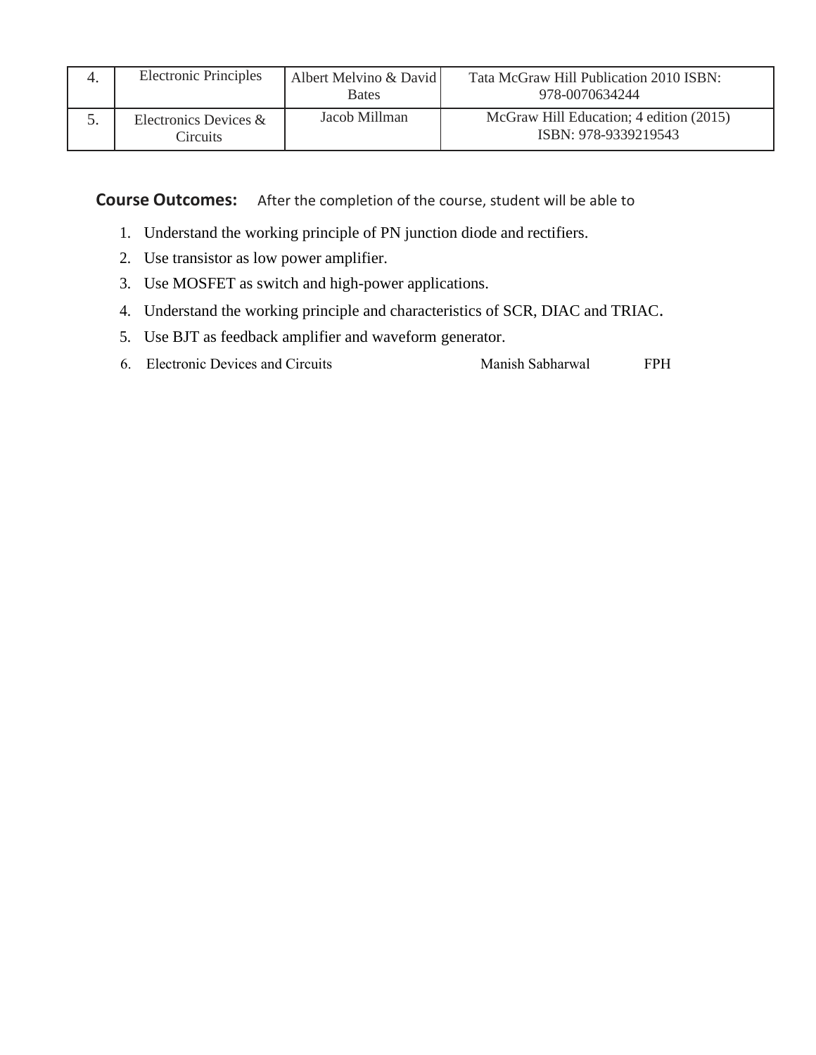| | | | |
|---|---|---|---|
| 4. | Electronic Principles | Albert Melvino & David Bates | Tata McGraw Hill Publication 2010 ISBN: 978-0070634244 |
| 5. | Electronics Devices & Circuits | Jacob Millman | McGraw Hill Education; 4 edition (2015) ISBN: 978-9339219543 |

**Course Outcomes:** After the completion of the course, student will be able to

1. Understand the working principle of PN junction diode and rectifiers.
2. Use transistor as low power amplifier.
3. Use MOSFET as switch and high-power applications.
4. Understand the working principle and characteristics of SCR, DIAC and TRIAC.
5. Use BJT as feedback amplifier and waveform generator.
6. Electronic Devices and Circuits Manish Sabharwal FPH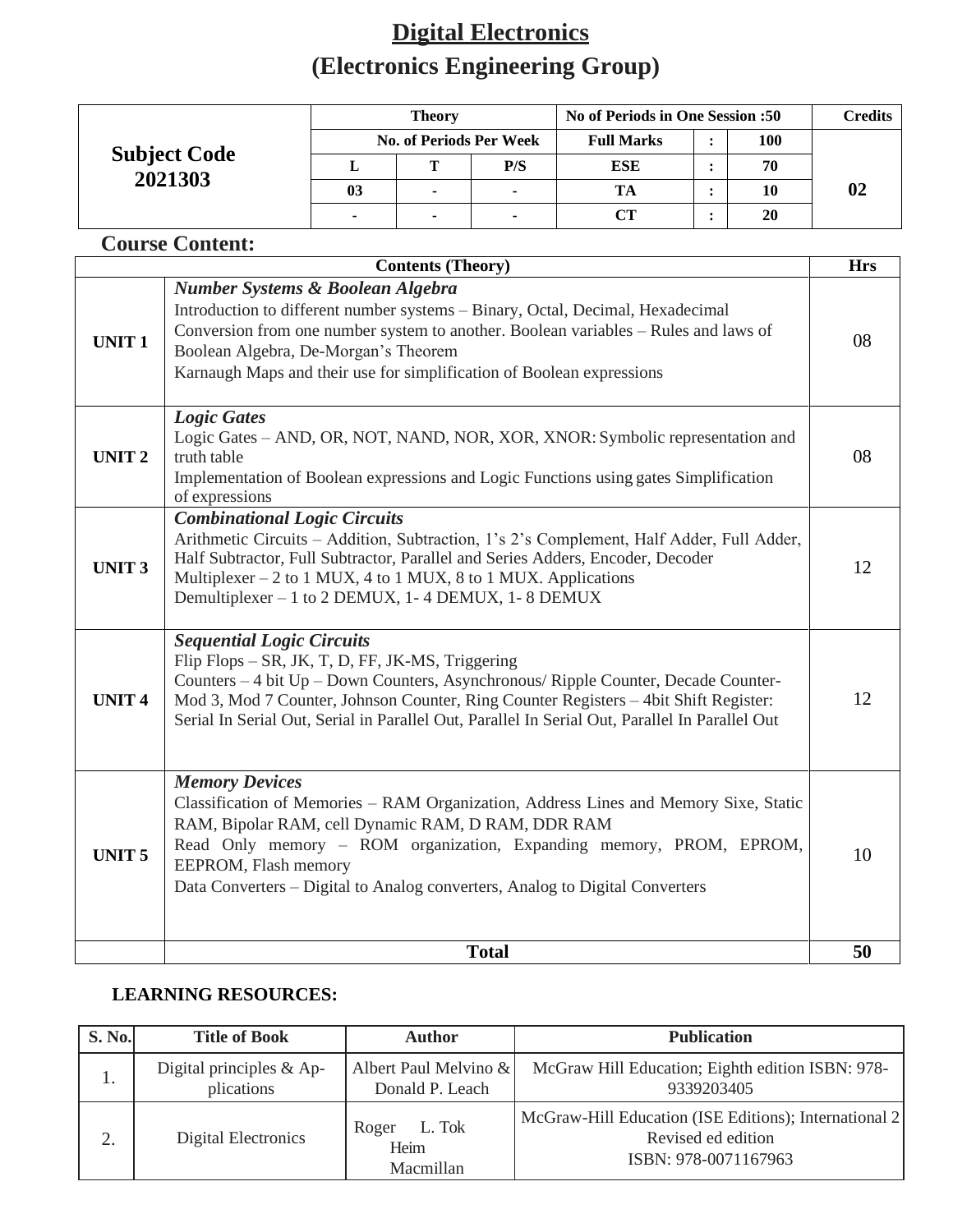# Digital Electronics

# (Electronics Engineering Group)

| Subject Code 2021303 | Theory | | | No of Periods in One Session :50 | | | Credits |
|---|---|---|---|---|---|---|---|
| | No. of Periods Per Week | | | Full Marks | : | 100 | 02 |
| | L | T | P/S | ESE | : | 70 | |
| | 03 | - | - | TA | : | 10 | |
| | - | - | - | CT | : | 20 | |

## Course Content:

| | Contents (Theory) | Hrs |
|---|---|---|
| **UNIT 1** | ***Number Systems & Boolean Algebra*** Introduction to different number systems – Binary, Octal, Decimal, Hexadecimal Conversion from one number system to another. Boolean variables – Rules and laws of Boolean Algebra, De-Morgan's Theorem Karnaugh Maps and their use for simplification of Boolean expressions | 08 |
| **UNIT 2** | ***Logic Gates*** Logic Gates – AND, OR, NOT, NAND, NOR, XOR, XNOR: Symbolic representation and truth table Implementation of Boolean expressions and Logic Functions using gates Simplification of expressions | 08 |
| **UNIT 3** | ***Combinational Logic Circuits*** Arithmetic Circuits – Addition, Subtraction, 1's 2's Complement, Half Adder, Full Adder, Half Subtractor, Full Subtractor, Parallel and Series Adders, Encoder, Decoder Multiplexer – 2 to 1 MUX, 4 to 1 MUX, 8 to 1 MUX. Applications Demultiplexer – 1 to 2 DEMUX, 1- 4 DEMUX, 1- 8 DEMUX | 12 |
| **UNIT 4** | ***Sequential Logic Circuits*** Flip Flops – SR, JK, T, D, FF, JK-MS, Triggering Counters – 4 bit Up – Down Counters, Asynchronous/ Ripple Counter, Decade Counter-Mod 3, Mod 7 Counter, Johnson Counter, Ring Counter Registers – 4bit Shift Register: Serial In Serial Out, Serial in Parallel Out, Parallel In Serial Out, Parallel In Parallel Out | 12 |
| **UNIT 5** | ***Memory Devices*** Classification of Memories – RAM Organization, Address Lines and Memory Sixe, Static RAM, Bipolar RAM, cell Dynamic RAM, D RAM, DDR RAM Read Only memory – ROM organization, Expanding memory, PROM, EPROM, EEPROM, Flash memory Data Converters – Digital to Analog converters, Analog to Digital Converters | 10 |
| | **Total** | **50** |

**LEARNING RESOURCES:**

| S. No. | Title of Book | Author | Publication |
|---|---|---|---|
| 1. | Digital principles & Applications | Albert Paul Melvino & Donald P. Leach | McGraw Hill Education; Eighth edition ISBN: 978-9339203405 |
| 2. | Digital Electronics | Roger L. Tok Heim Macmillan | McGraw-Hill Education (ISE Editions); International 2 Revised ed edition ISBN: 978-0071167963 |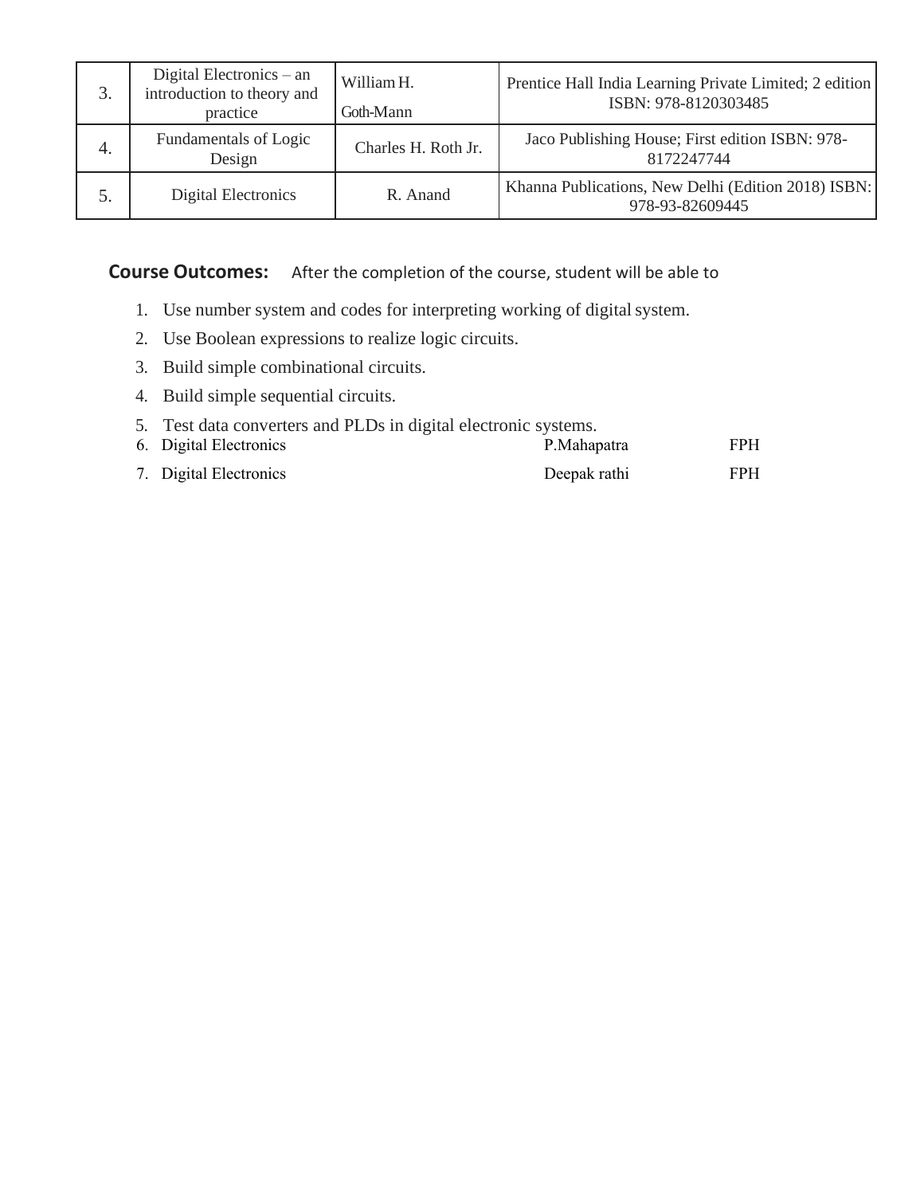| | | | |
|---|---|---|---|
| 3. | Digital Electronics – an introduction to theory and practice | William H. Goth-Mann | Prentice Hall India Learning Private Limited; 2 edition ISBN: 978-8120303485 |
| 4. | Fundamentals of Logic Design | Charles H. Roth Jr. | Jaco Publishing House; First edition ISBN: 978-8172247744 |
| 5. | Digital Electronics | R. Anand | Khanna Publications, New Delhi (Edition 2018) ISBN: 978-93-82609445 |

**Course Outcomes:** After the completion of the course, student will be able to

1. Use number system and codes for interpreting working of digital system.
2. Use Boolean expressions to realize logic circuits.
3. Build simple combinational circuits.
4. Build simple sequential circuits.
5. Test data converters and PLDs in digital electronic systems.
6. Digital Electronics P.Mahapatra FPH
7. Digital Electronics Deepak rathi FPH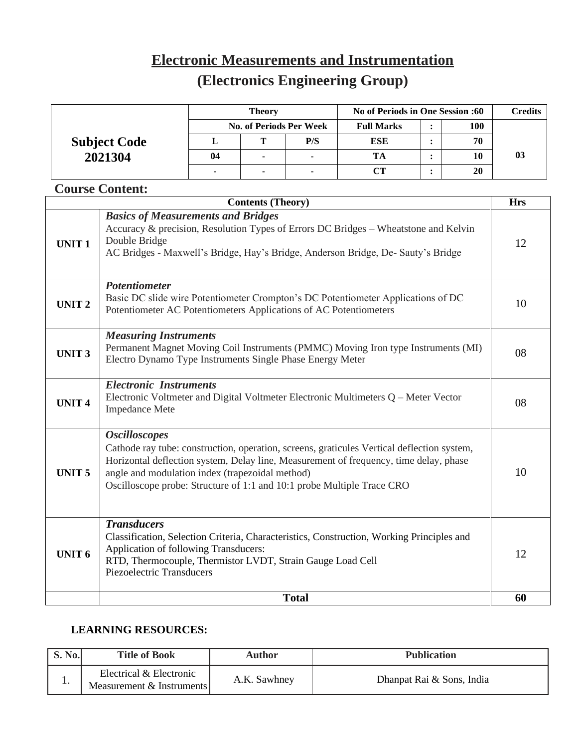# Electronic Measurements and Instrumentation
## (Electronics Engineering Group)

| Subject Code 2021304 | Theory | | | No of Periods in One Session :60 | | | Credits |
|---|---|---|---|---|---|---|---|
| | No. of Periods Per Week | | | Full Marks | : | 100 | 03 |
| | L | T | P/S | ESE | : | 70 | |
| | 04 | - | - | TA | : | 10 | |
| | - | - | - | CT | : | 20 | |

**Course Content:**

| | Contents (Theory) | Hrs |
|---|---|---|
| **UNIT 1** | ***Basics of Measurements and Bridges*** <br> Accuracy & precision, Resolution Types of Errors DC Bridges – Wheatstone and Kelvin Double Bridge <br> AC Bridges - Maxwell's Bridge, Hay's Bridge, Anderson Bridge, De- Sauty's Bridge | 12 |
| **UNIT 2** | ***Potentiometer*** <br> Basic DC slide wire Potentiometer Crompton's DC Potentiometer Applications of DC Potentiometer AC Potentiometers Applications of AC Potentiometers | 10 |
| **UNIT 3** | ***Measuring Instruments*** <br> Permanent Magnet Moving Coil Instruments (PMMC) Moving Iron type Instruments (MI) Electro Dynamo Type Instruments Single Phase Energy Meter | 08 |
| **UNIT 4** | ***Electronic Instruments*** <br> Electronic Voltmeter and Digital Voltmeter Electronic Multimeters Q – Meter Vector Impedance Mete | 08 |
| **UNIT 5** | ***Oscilloscopes*** <br> Cathode ray tube: construction, operation, screens, graticules Vertical deflection system, Horizontal deflection system, Delay line, Measurement of frequency, time delay, phase angle and modulation index (trapezoidal method) <br> Oscilloscope probe: Structure of 1:1 and 10:1 probe Multiple Trace CRO | 10 |
| **UNIT 6** | ***Transducers*** <br> Classification, Selection Criteria, Characteristics, Construction, Working Principles and Application of following Transducers: <br> RTD, Thermocouple, Thermistor LVDT, Strain Gauge Load Cell <br> Piezoelectric Transducers | 12 |
| | **Total** | **60** |

**LEARNING RESOURCES:**

| S. No. | Title of Book | Author | Publication |
|---|---|---|---|
| 1. | Electrical & Electronic Measurement & Instruments | A.K. Sawhney | Dhanpat Rai & Sons, India |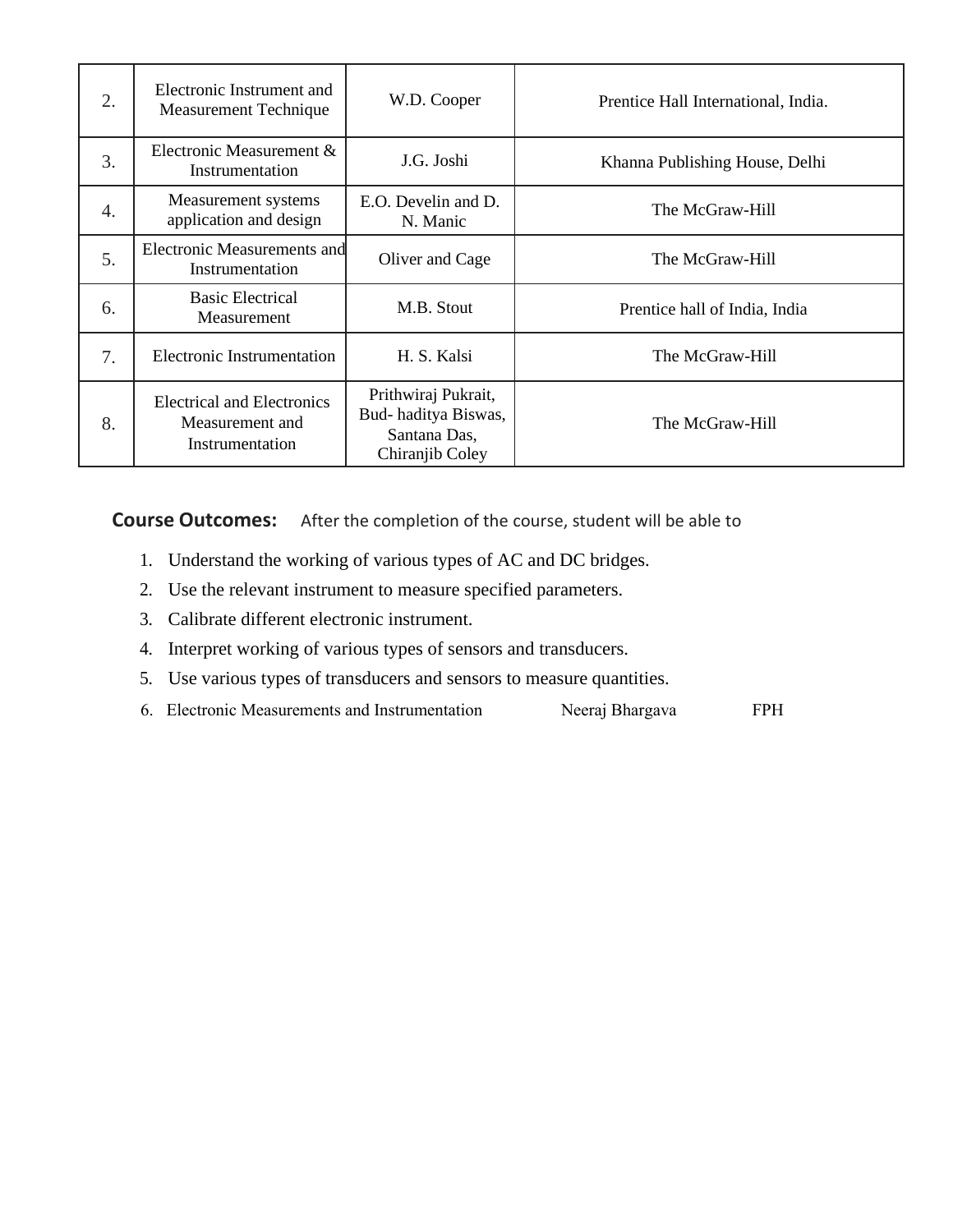| | | | |
|---|---|---|---|
| 2. | Electronic Instrument and Measurement Technique | W.D. Cooper | Prentice Hall International, India. |
| 3. | Electronic Measurement & Instrumentation | J.G. Joshi | Khanna Publishing House, Delhi |
| 4. | Measurement systems application and design | E.O. Develin and D. N. Manic | The McGraw-Hill |
| 5. | Electronic Measurements and Instrumentation | Oliver and Cage | The McGraw-Hill |
| 6. | Basic Electrical Measurement | M.B. Stout | Prentice hall of India, India |
| 7. | Electronic Instrumentation | H. S. Kalsi | The McGraw-Hill |
| 8. | Electrical and Electronics Measurement and Instrumentation | Prithwiraj Pukrait, Bud- haditya Biswas, Santana Das, Chiranjib Coley | The McGraw-Hill |

**Course Outcomes:** After the completion of the course, student will be able to

1. Understand the working of various types of AC and DC bridges.
2. Use the relevant instrument to measure specified parameters.
3. Calibrate different electronic instrument.
4. Interpret working of various types of sensors and transducers.
5. Use various types of transducers and sensors to measure quantities.
6. Electronic Measurements and Instrumentation Neeraj Bhargava FPH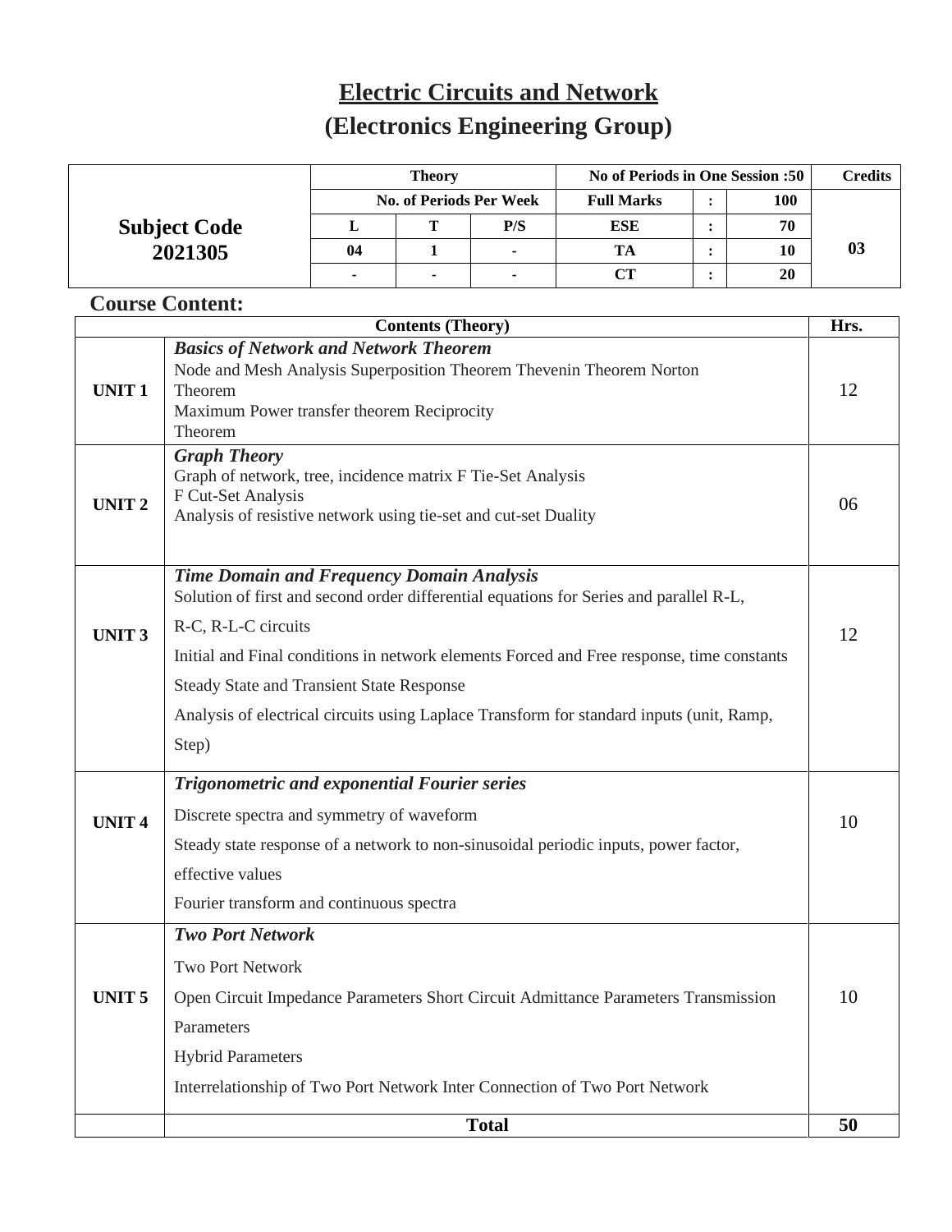# Electric Circuits and Network

## (Electronics Engineering Group)

| Subject Code 2021305 | Theory | | | No of Periods in One Session :50 | | | Credits |
|---|---|---|---|---|---|---|---|
| | No. of Periods Per Week | | | Full Marks | : | 100 | 03 |
| | L | T | P/S | ESE | : | 70 | |
| | 04 | 1 | - | TA | : | 10 | |
| | - | - | - | CT | : | 20 | |

**Course Content:**

| | Contents (Theory) | Hrs. |
|---|---|---|
| **UNIT 1** | ***Basics of Network and Network Theorem*** Node and Mesh Analysis Superposition Theorem Thevenin Theorem Norton Theorem Maximum Power transfer theorem Reciprocity Theorem | 12 |
| **UNIT 2** | ***Graph Theory*** Graph of network, tree, incidence matrix F Tie-Set Analysis F Cut-Set Analysis Analysis of resistive network using tie-set and cut-set Duality | 06 |
| **UNIT 3** | ***Time Domain and Frequency Domain Analysis*** Solution of first and second order differential equations for Series and parallel R-L, R-C, R-L-C circuits Initial and Final conditions in network elements Forced and Free response, time constants Steady State and Transient State Response Analysis of electrical circuits using Laplace Transform for standard inputs (unit, Ramp, Step) | 12 |
| **UNIT 4** | ***Trigonometric and exponential Fourier series*** Discrete spectra and symmetry of waveform Steady state response of a network to non-sinusoidal periodic inputs, power factor, effective values Fourier transform and continuous spectra | 10 |
| **UNIT 5** | ***Two Port Network*** Two Port Network Open Circuit Impedance Parameters Short Circuit Admittance Parameters Transmission Parameters Hybrid Parameters Interrelationship of Two Port Network Inter Connection of Two Port Network | 10 |
| | **Total** | **50** |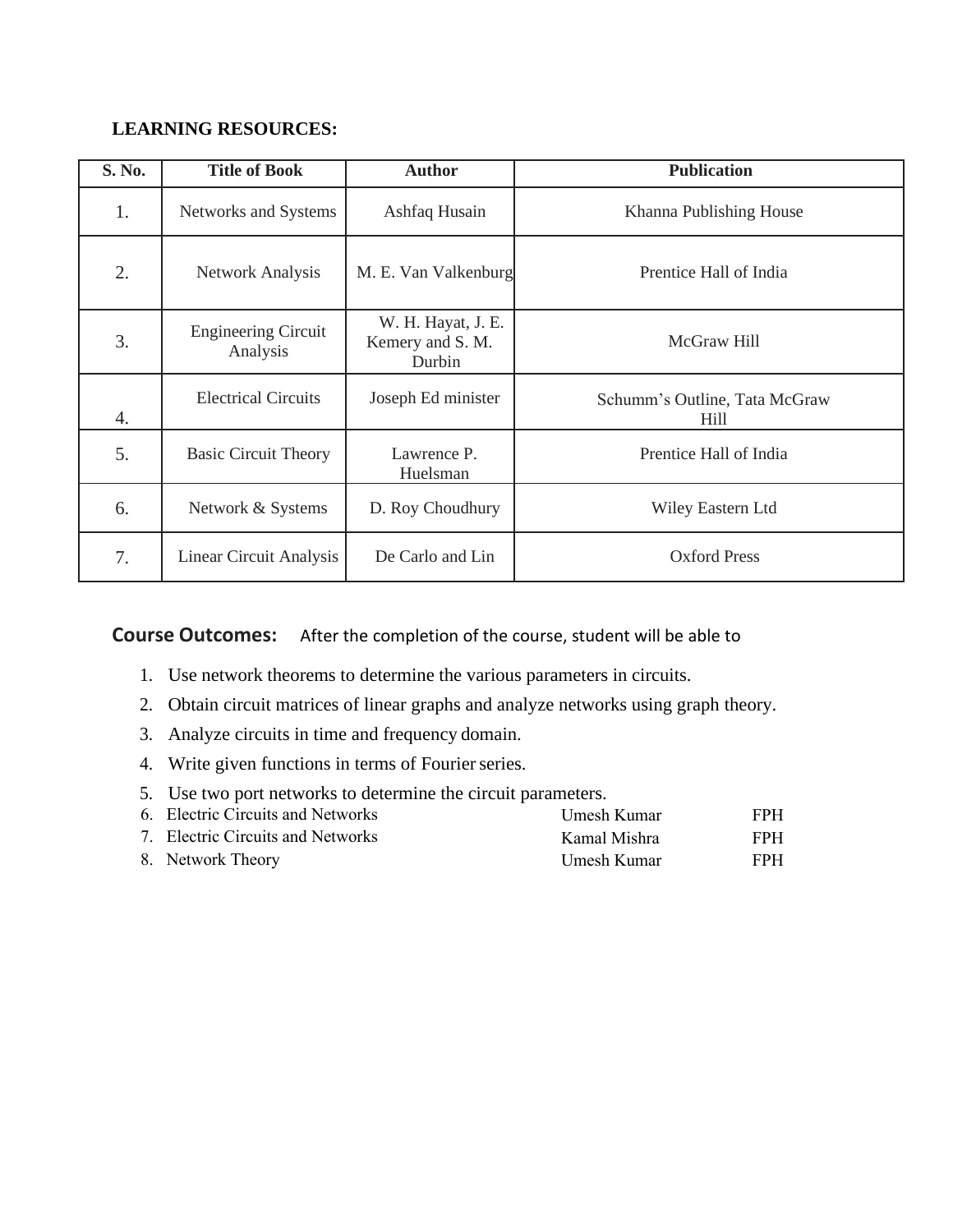**LEARNING RESOURCES:**

| S. No. | Title of Book | Author | Publication |
|---|---|---|---|
| 1. | Networks and Systems | Ashfaq Husain | Khanna Publishing House |
| 2. | Network Analysis | M. E. Van Valkenburg | Prentice Hall of India |
| 3. | Engineering Circuit Analysis | W. H. Hayat, J. E. Kemery and S. M. Durbin | McGraw Hill |
| 4. | Electrical Circuits | Joseph Ed minister | Schumm's Outline, Tata McGraw Hill |
| 5. | Basic Circuit Theory | Lawrence P. Huelsman | Prentice Hall of India |
| 6. | Network & Systems | D. Roy Choudhury | Wiley Eastern Ltd |
| 7. | Linear Circuit Analysis | De Carlo and Lin | Oxford Press |

**Course Outcomes:** After the completion of the course, student will be able to

1. Use network theorems to determine the various parameters in circuits.
2. Obtain circuit matrices of linear graphs and analyze networks using graph theory.
3. Analyze circuits in time and frequency domain.
4. Write given functions in terms of Fourier series.
5. Use two port networks to determine the circuit parameters.
6. Electric Circuits and Networks Umesh Kumar FPH
7. Electric Circuits and Networks Kamal Mishra FPH
8. Network Theory Umesh Kumar FPH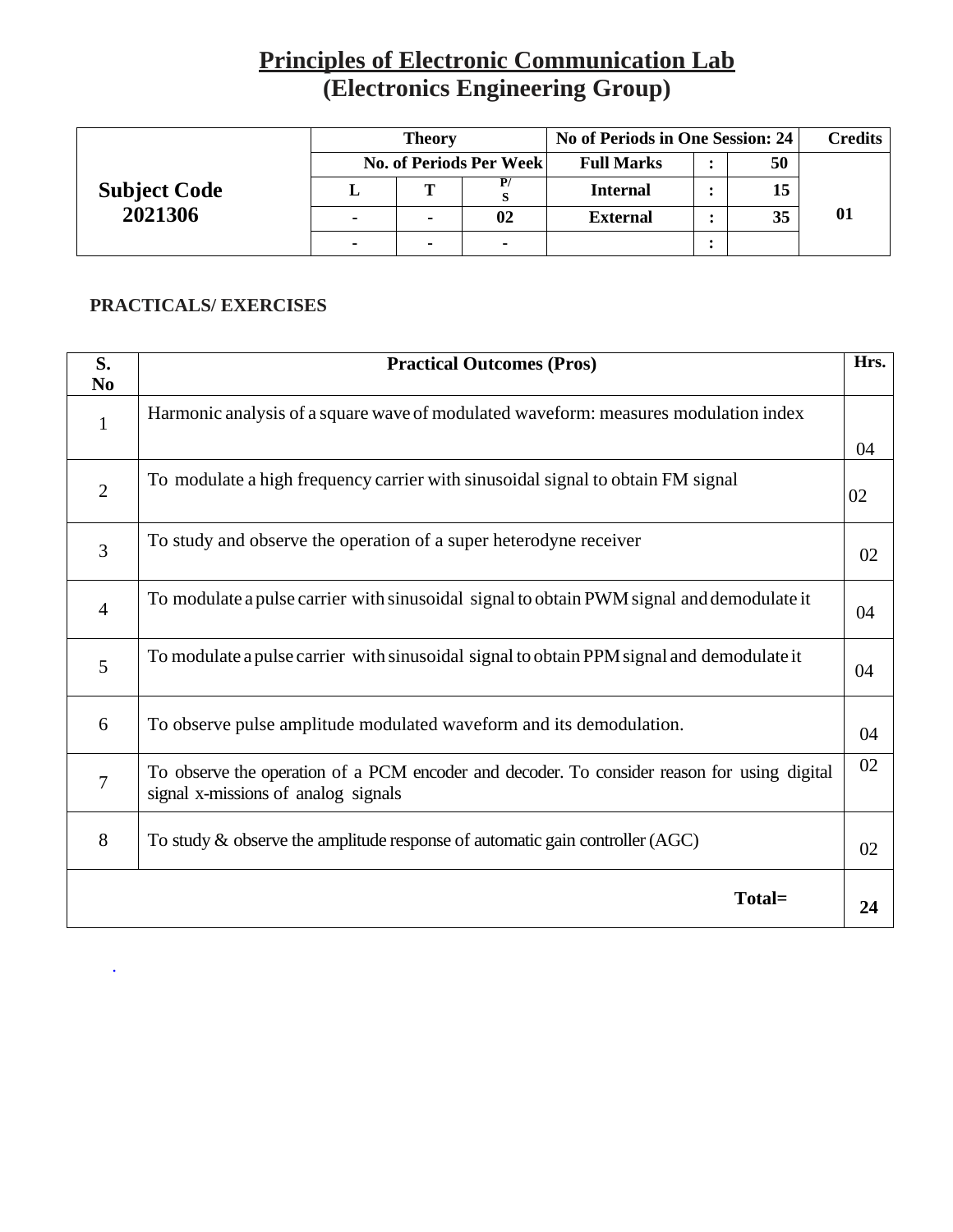# Principles of Electronic Communication Lab
## (Electronics Engineering Group)

| | Theory | | | No of Periods in One Session: 24 | | | Credits |
|---|---|---|---|---|---|---|---|
| **Subject Code 2021306** | No. of Periods Per Week | | | Full Marks | : | 50 | 01 |
| | L | T | P/S | Internal | : | 15 | |
| | - | - | 02 | External | : | 35 | |
| | - | - | - | | : | | |

**PRACTICALS/ EXERCISES**

| S. No | Practical Outcomes (Pros) | Hrs. |
|---|---|---|
| 1 | Harmonic analysis of a square wave of modulated waveform: measures modulation index | 04 |
| 2 | To modulate a high frequency carrier with sinusoidal signal to obtain FM signal | 02 |
| 3 | To study and observe the operation of a super heterodyne receiver | 02 |
| 4 | To modulate a pulse carrier with sinusoidal signal to obtain PWM signal and demodulate it | 04 |
| 5 | To modulate a pulse carrier with sinusoidal signal to obtain PPM signal and demodulate it | 04 |
| 6 | To observe pulse amplitude modulated waveform and its demodulation. | 04 |
| 7 | To observe the operation of a PCM encoder and decoder. To consider reason for using digital signal x-missions of analog signals | 02 |
| 8 | To study & observe the amplitude response of automatic gain controller (AGC) | 02 |
| | **Total=** | **24** |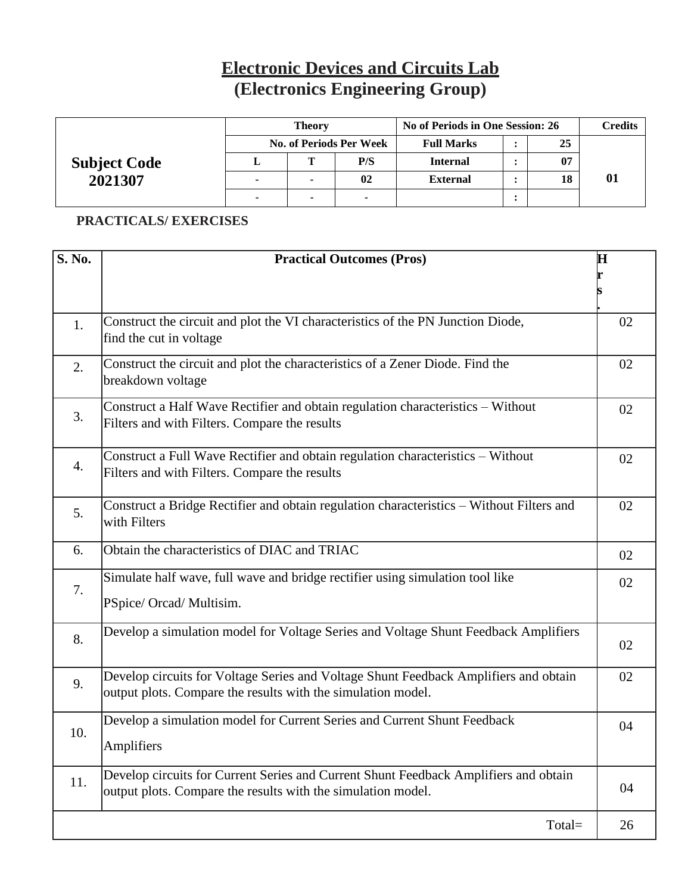# Electronic Devices and Circuits Lab
## (Electronics Engineering Group)

| Subject Code 2021307 | Theory | | | No of Periods in One Session: 26 | | | Credits |
|---|---|---|---|---|---|---|---|
| | No. of Periods Per Week | | | Full Marks | : | 25 | 01 |
| | L | T | P/S | Internal | : | 07 | |
| | - | - | 02 | External | : | 18 | |
| | - | - | - | | : | | |

**PRACTICALS/ EXERCISES**

| S. No. | Practical Outcomes (Pros) | Hrs. |
|---|---|---|
| 1. | Construct the circuit and plot the VI characteristics of the PN Junction Diode, find the cut in voltage | 02 |
| 2. | Construct the circuit and plot the characteristics of a Zener Diode. Find the breakdown voltage | 02 |
| 3. | Construct a Half Wave Rectifier and obtain regulation characteristics – Without Filters and with Filters. Compare the results | 02 |
| 4. | Construct a Full Wave Rectifier and obtain regulation characteristics – Without Filters and with Filters. Compare the results | 02 |
| 5. | Construct a Bridge Rectifier and obtain regulation characteristics – Without Filters and with Filters | 02 |
| 6. | Obtain the characteristics of DIAC and TRIAC | 02 |
| 7. | Simulate half wave, full wave and bridge rectifier using simulation tool like PSpice/ Orcad/ Multisim. | 02 |
| 8. | Develop a simulation model for Voltage Series and Voltage Shunt Feedback Amplifiers | 02 |
| 9. | Develop circuits for Voltage Series and Voltage Shunt Feedback Amplifiers and obtain output plots. Compare the results with the simulation model. | 02 |
| 10. | Develop a simulation model for Current Series and Current Shunt Feedback Amplifiers | 04 |
| 11. | Develop circuits for Current Series and Current Shunt Feedback Amplifiers and obtain output plots. Compare the results with the simulation model. | 04 |
| | Total= | 26 |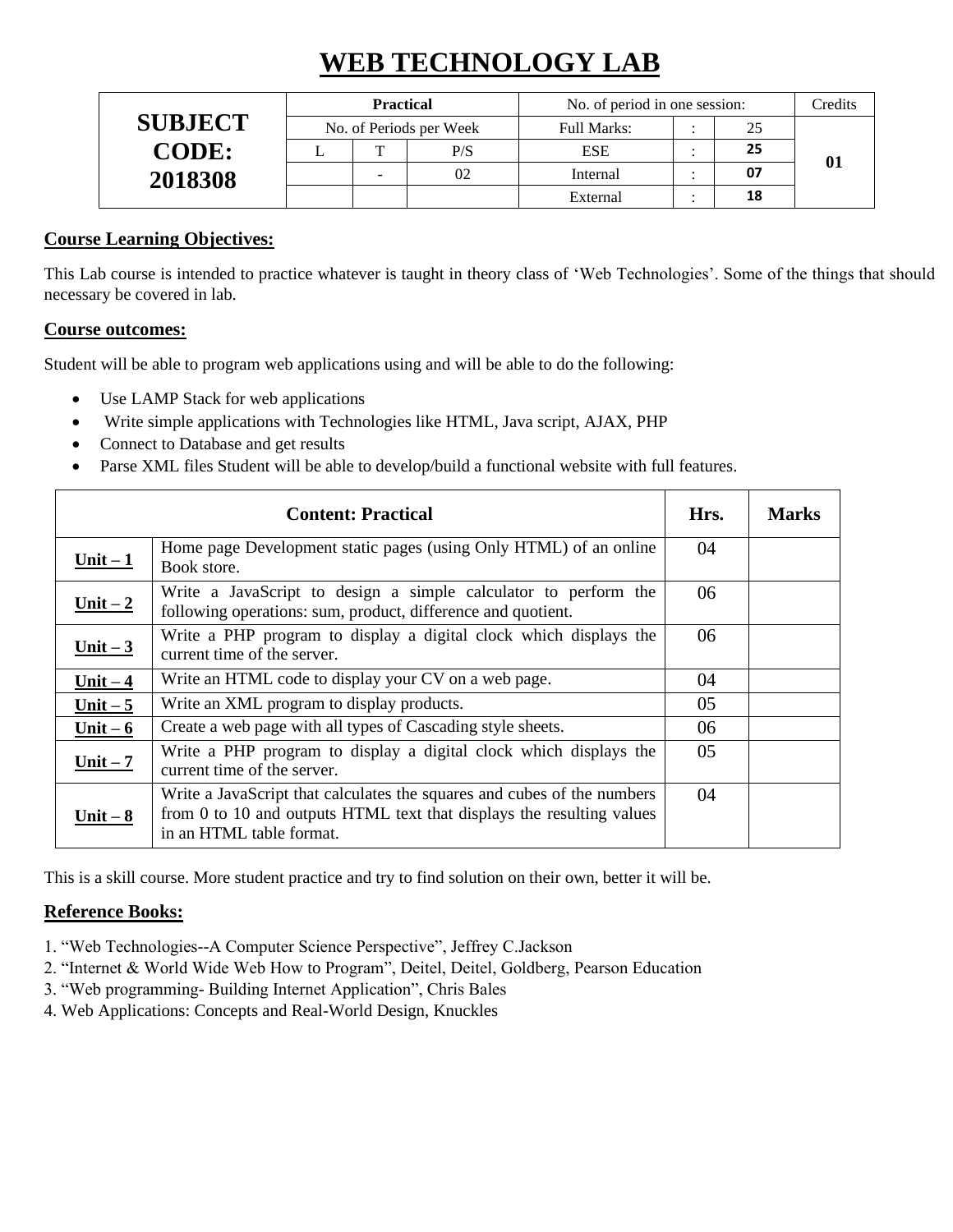# WEB TECHNOLOGY LAB

| | | | | | | | |
|---|---|---|---|---|---|---|---|
| **SUBJECT CODE: 2018308** | **Practical** | | | No. of period in one session: | | | Credits |
| | No. of Periods per Week | | | Full Marks: | : | 25 | **01** |
| | L | T | P/S | ESE | : | **25** | |
| | | - | 02 | Internal | : | **07** | |
| | | | | External | : | **18** | |

## Course Learning Objectives:

This Lab course is intended to practice whatever is taught in theory class of 'Web Technologies'. Some of the things that should necessary be covered in lab.

## Course outcomes:

Student will be able to program web applications using and will be able to do the following:

- Use LAMP Stack for web applications
- Write simple applications with Technologies like HTML, Java script, AJAX, PHP
- Connect to Database and get results
- Parse XML files Student will be able to develop/build a functional website with full features.

| **Content: Practical** | | **Hrs.** | **Marks** |
|---|---|---|---|
| **Unit – 1** | Home page Development static pages (using Only HTML) of an online Book store. | 04 | |
| **Unit – 2** | Write a JavaScript to design a simple calculator to perform the following operations: sum, product, difference and quotient. | 06 | |
| **Unit – 3** | Write a PHP program to display a digital clock which displays the current time of the server. | 06 | |
| **Unit – 4** | Write an HTML code to display your CV on a web page. | 04 | |
| **Unit – 5** | Write an XML program to display products. | 05 | |
| **Unit – 6** | Create a web page with all types of Cascading style sheets. | 06 | |
| **Unit – 7** | Write a PHP program to display a digital clock which displays the current time of the server. | 05 | |
| **Unit – 8** | Write a JavaScript that calculates the squares and cubes of the numbers from 0 to 10 and outputs HTML text that displays the resulting values in an HTML table format. | 04 | |

This is a skill course. More student practice and try to find solution on their own, better it will be.

## Reference Books:

1. "Web Technologies--A Computer Science Perspective", Jeffrey C.Jackson
2. "Internet & World Wide Web How to Program", Deitel, Deitel, Goldberg, Pearson Education
3. "Web programming- Building Internet Application", Chris Bales
4. Web Applications: Concepts and Real-World Design, Knuckles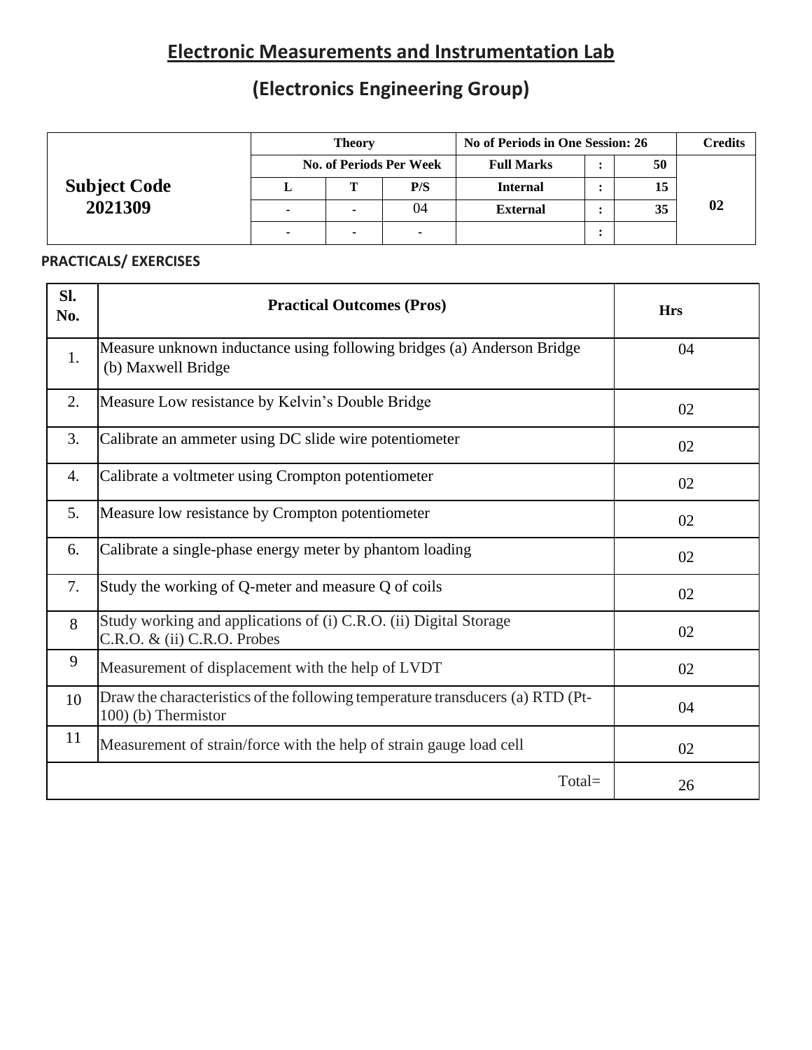# Electronic Measurements and Instrumentation Lab

## (Electronics Engineering Group)

| Subject Code 2021309 | Theory | | | No of Periods in One Session: 26 | | | Credits |
|---|---|---|---|---|---|---|---|
| | No. of Periods Per Week | | | Full Marks | : | 50 | 02 |
| | L | T | P/S | Internal | : | 15 | |
| | - | - | 04 | External | : | 35 | |
| | - | - | - | | : | | |

**PRACTICALS/ EXERCISES**

| Sl. No. | Practical Outcomes (Pros) | Hrs |
|---|---|---|
| 1. | Measure unknown inductance using following bridges (a) Anderson Bridge (b) Maxwell Bridge | 04 |
| 2. | Measure Low resistance by Kelvin's Double Bridge | 02 |
| 3. | Calibrate an ammeter using DC slide wire potentiometer | 02 |
| 4. | Calibrate a voltmeter using Crompton potentiometer | 02 |
| 5. | Measure low resistance by Crompton potentiometer | 02 |
| 6. | Calibrate a single-phase energy meter by phantom loading | 02 |
| 7. | Study the working of Q-meter and measure Q of coils | 02 |
| 8 | Study working and applications of (i) C.R.O. (ii) Digital Storage C.R.O. & (ii) C.R.O. Probes | 02 |
| 9 | Measurement of displacement with the help of LVDT | 02 |
| 10 | Draw the characteristics of the following temperature transducers (a) RTD (Pt-100) (b) Thermistor | 04 |
| 11 | Measurement of strain/force with the help of strain gauge load cell | 02 |
| | Total= | 26 |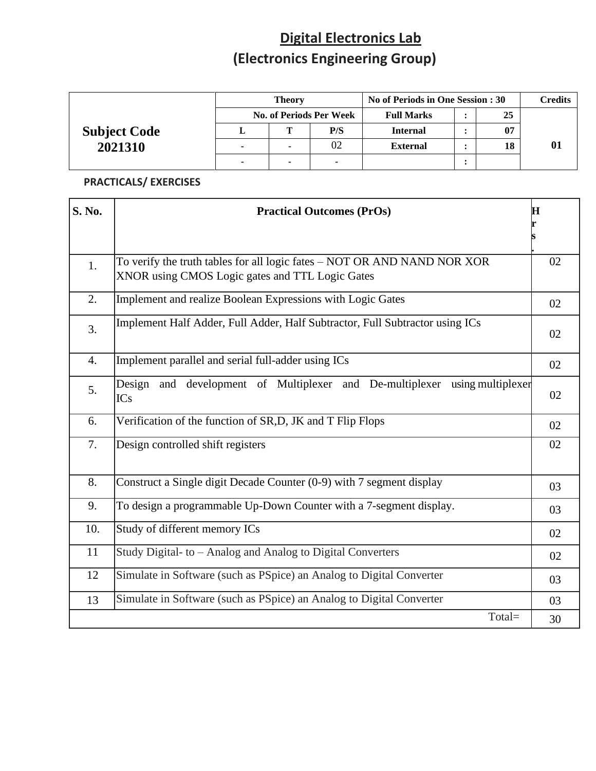# Digital Electronics Lab
## (Electronics Engineering Group)

| Subject Code 2021310 | Theory | | | No of Periods in One Session : 30 | | | Credits |
|---|---|---|---|---|---|---|---|
| | No. of Periods Per Week | | | Full Marks | : | 25 | 01 |
| | L | T | P/S | Internal | : | 07 | |
| | - | - | 02 | External | : | 18 | |
| | - | - | - | | : | | |

**PRACTICALS/ EXERCISES**

| S. No. | Practical Outcomes (PrOs) | Hrs. |
|---|---|---|
| 1. | To verify the truth tables for all logic fates – NOT OR AND NAND NOR XOR XNOR using CMOS Logic gates and TTL Logic Gates | 02 |
| 2. | Implement and realize Boolean Expressions with Logic Gates | 02 |
| 3. | Implement Half Adder, Full Adder, Half Subtractor, Full Subtractor using ICs | 02 |
| 4. | Implement parallel and serial full-adder using ICs | 02 |
| 5. | Design and development of Multiplexer and De-multiplexer using multiplexer ICs | 02 |
| 6. | Verification of the function of SR,D, JK and T Flip Flops | 02 |
| 7. | Design controlled shift registers | 02 |
| 8. | Construct a Single digit Decade Counter (0-9) with 7 segment display | 03 |
| 9. | To design a programmable Up-Down Counter with a 7-segment display. | 03 |
| 10. | Study of different memory ICs | 02 |
| 11 | Study Digital- to – Analog and Analog to Digital Converters | 02 |
| 12 | Simulate in Software (such as PSpice) an Analog to Digital Converter | 03 |
| 13 | Simulate in Software (such as PSpice) an Analog to Digital Converter | 03 |
| | Total= | 30 |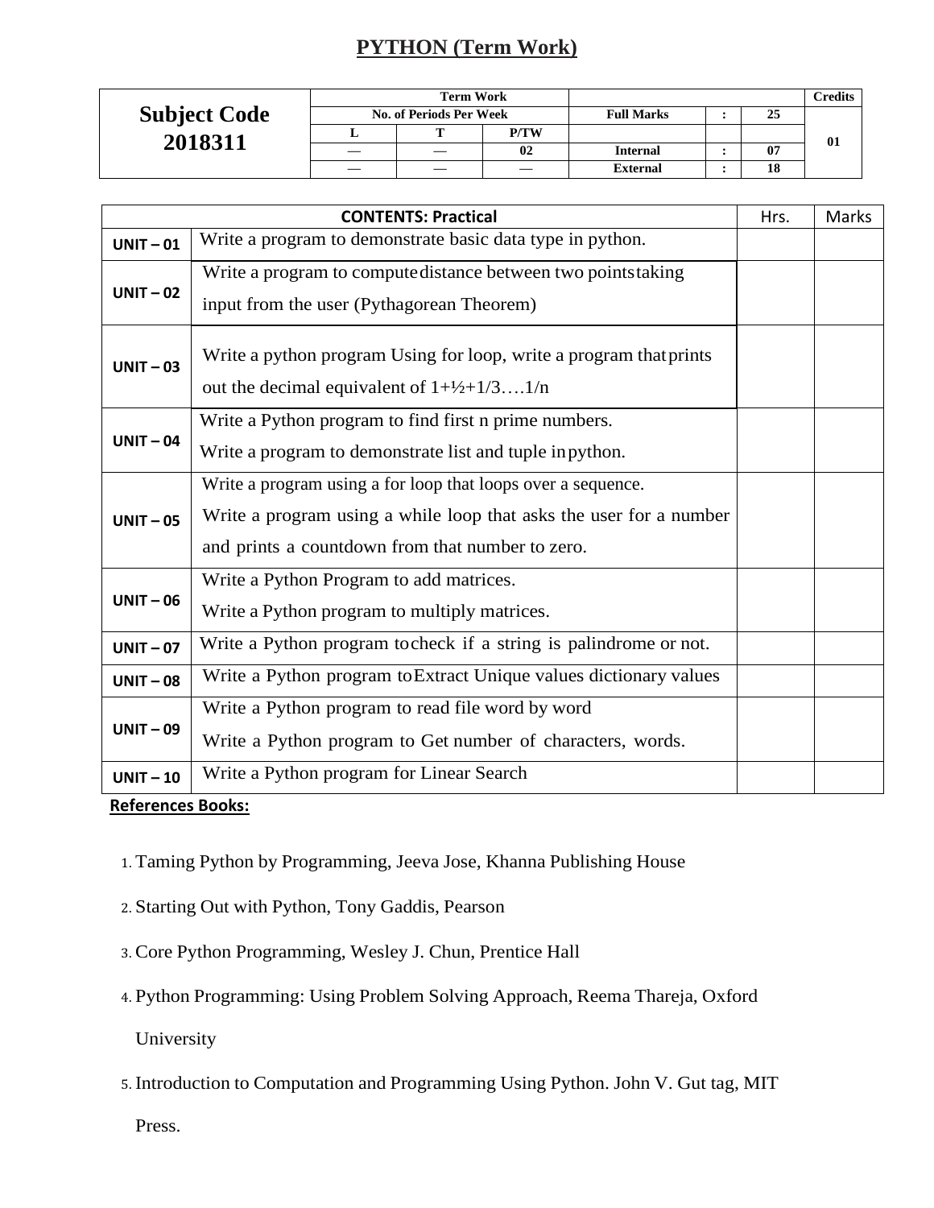# PYTHON (Term Work)

| Subject Code 2018311 | Term Work | | | | | | Credits |
|---|---|---|---|---|---|---|---|
| | No. of Periods Per Week | | | Full Marks | : | 25 | 01 |
| | L | T | P/TW | | | | |
| | — | — | 02 | Internal | : | 07 | |
| | — | — | — | External | : | 18 | |

| CONTENTS: Practical | | Hrs. | Marks |
|---|---|---|---|
| UNIT – 01 | Write a program to demonstrate basic data type in python. | | |
| UNIT – 02 | Write a program to compute distance between two points taking input from the user (Pythagorean Theorem) | | |
| UNIT – 03 | Write a python program Using for loop, write a program that prints out the decimal equivalent of 1+½+1/3….1/n | | |
| UNIT – 04 | Write a Python program to find first n prime numbers.<br>Write a program to demonstrate list and tuple in python. | | |
| UNIT – 05 | Write a program using a for loop that loops over a sequence.<br>Write a program using a while loop that asks the user for a number and prints a countdown from that number to zero. | | |
| UNIT – 06 | Write a Python Program to add matrices.<br>Write a Python program to multiply matrices. | | |
| UNIT – 07 | Write a Python program to check if a string is palindrome or not. | | |
| UNIT – 08 | Write a Python program to Extract Unique values dictionary values | | |
| UNIT – 09 | Write a Python program to read file word by word<br>Write a Python program to Get number of characters, words. | | |
| UNIT – 10 | Write a Python program for Linear Search | | |

**References Books:**

1. Taming Python by Programming, Jeeva Jose, Khanna Publishing House
2. Starting Out with Python, Tony Gaddis, Pearson
3. Core Python Programming, Wesley J. Chun, Prentice Hall
4. Python Programming: Using Problem Solving Approach, Reema Thareja, Oxford University
5. Introduction to Computation and Programming Using Python. John V. Gut tag, MIT Press.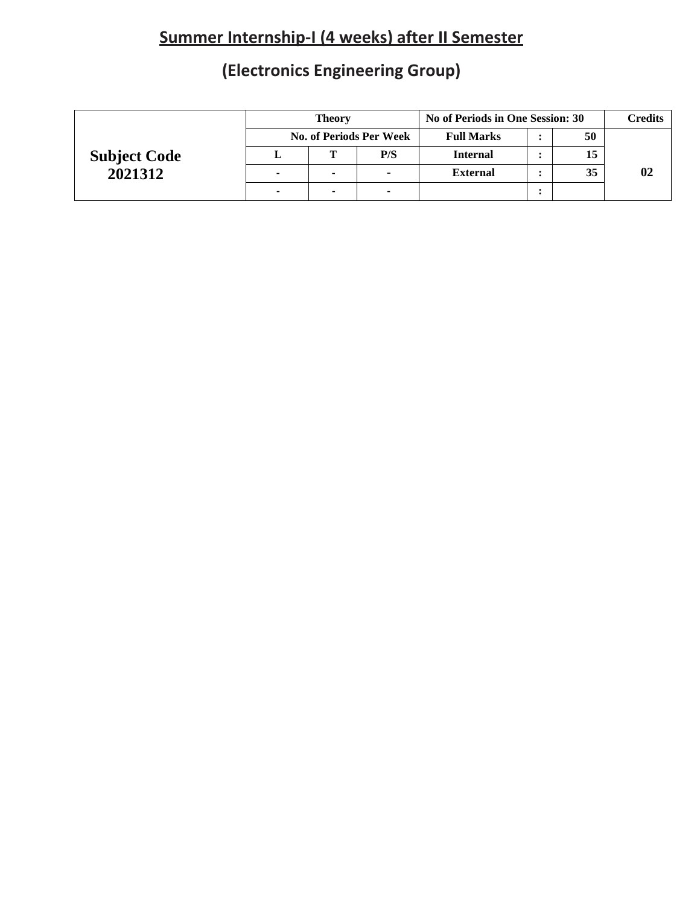## Summer Internship-I (4 weeks) after II Semester

## (Electronics Engineering Group)

| | | | | | | | |
|---|---|---|---|---|---|---|---|
| **Subject Code 2021312** | **Theory** | | | **No of Periods in One Session: 30** | | | **Credits** |
| | **No. of Periods Per Week** | | | **Full Marks** | **:** | **50** | **02** |
| | **L** | **T** | **P/S** | **Internal** | **:** | **15** | |
| | - | - | - | **External** | **:** | **35** | |
| | - | - | - | | **:** | | |